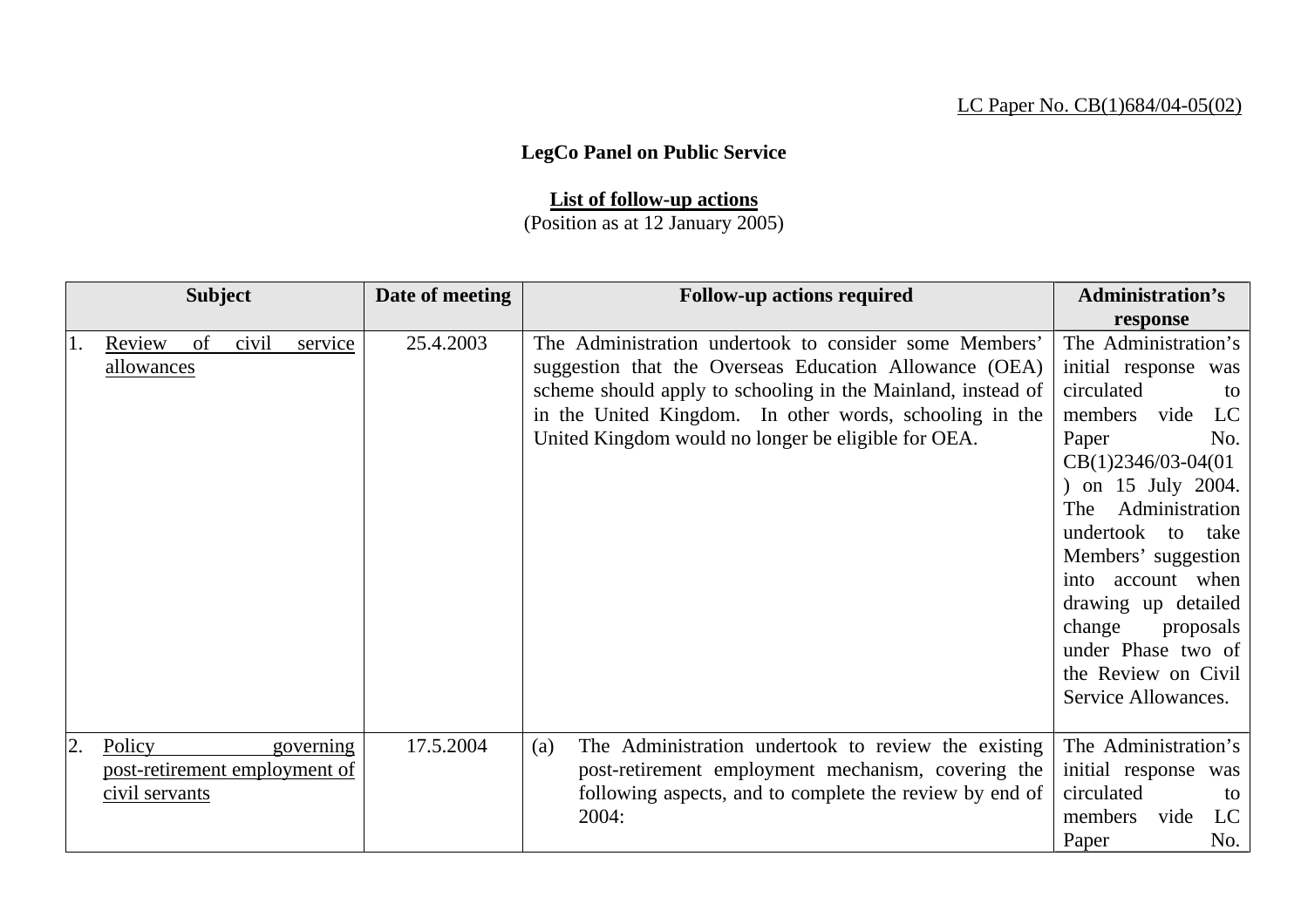LC Paper No. CB(1)684/04-05(02)

**LegCo Panel on Public Service**

**List of follow-up actions**
(Position as at 12 January 2005)

| Subject | Date of meeting | Follow-up actions required | Administration's response |
|---|---|---|---|
| 1. Review of civil service allowances | 25.4.2003 | The Administration undertook to consider some Members' suggestion that the Overseas Education Allowance (OEA) scheme should apply to schooling in the Mainland, instead of in the United Kingdom. In other words, schooling in the United Kingdom would no longer be eligible for OEA. | The Administration's initial response was circulated to members vide LC Paper No. CB(1)2346/03-04(01) on 15 July 2004. The Administration undertook to take Members' suggestion into account when drawing up detailed change proposals under Phase two of the Review on Civil Service Allowances. |
| 2. Policy governing post-retirement employment of civil servants | 17.5.2004 | (a) The Administration undertook to review the existing post-retirement employment mechanism, covering the following aspects, and to complete the review by end of 2004: | The Administration's initial response was circulated to members vide LC Paper No. |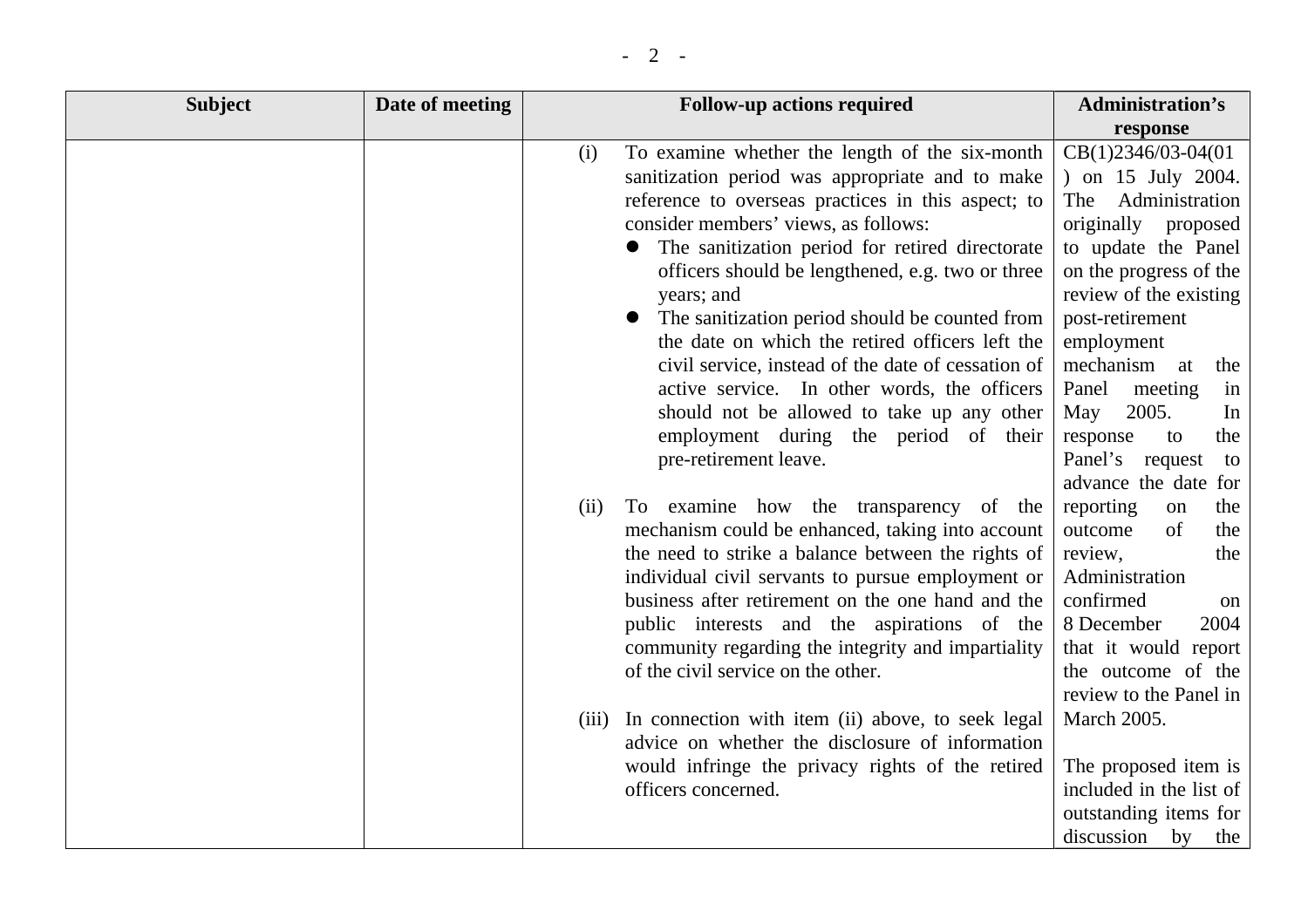| Subject | Date of meeting | Follow-up actions required | Administration's response |
| --- | --- | --- | --- |
| | | (i) To examine whether the length of the six-month sanitization period was appropriate and to make reference to overseas practices in this aspect; to consider members' views, as follows:<br>● The sanitization period for retired directorate officers should be lengthened, e.g. two or three years; and<br>● The sanitization period should be counted from the date on which the retired officers left the civil service, instead of the date of cessation of active service. In other words, the officers should not be allowed to take up any other employment during the period of their pre-retirement leave.<br><br>(ii) To examine how the transparency of the mechanism could be enhanced, taking into account the need to strike a balance between the rights of individual civil servants to pursue employment or business after retirement on the one hand and the public interests and the aspirations of the community regarding the integrity and impartiality of the civil service on the other.<br><br>(iii) In connection with item (ii) above, to seek legal advice on whether the disclosure of information would infringe the privacy rights of the retired officers concerned. | CB(1)2346/03-04(01) on 15 July 2004. The Administration originally proposed to update the Panel on the progress of the review of the existing post-retirement employment mechanism at the Panel meeting in May 2005. In response to the Panel's request to advance the date for reporting on the outcome of the review, the Administration confirmed on 8 December 2004 that it would report the outcome of the review to the Panel in March 2005.<br><br>The proposed item is included in the list of outstanding items for discussion by the |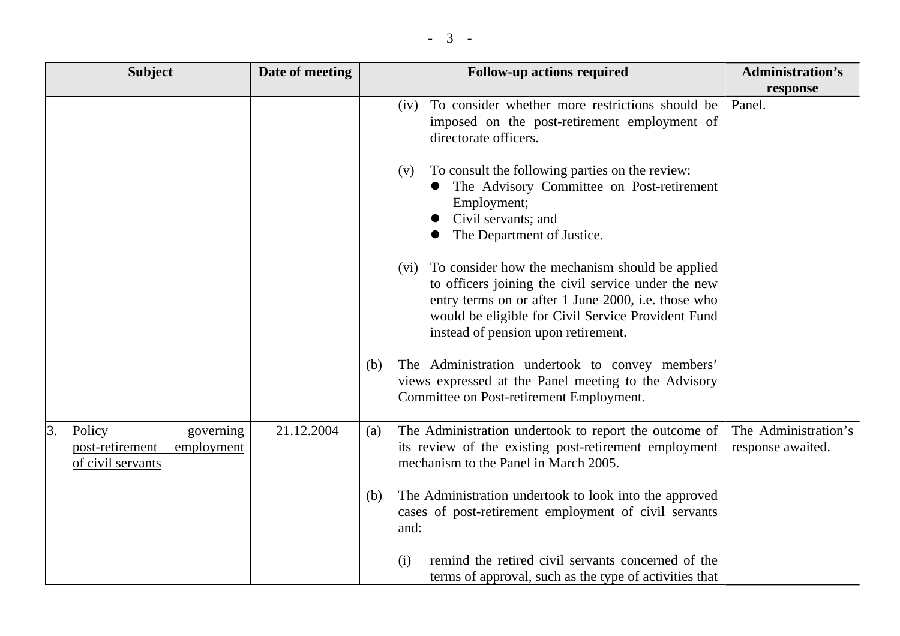| Subject | Date of meeting | Follow-up actions required | Administration's response |
|---|---|---|---|
| | | (iv) To consider whether more restrictions should be imposed on the post-retirement employment of directorate officers.<br><br>(v) To consult the following parties on the review:<br>● The Advisory Committee on Post-retirement Employment;<br>● Civil servants; and<br>● The Department of Justice.<br><br>(vi) To consider how the mechanism should be applied to officers joining the civil service under the new entry terms on or after 1 June 2000, i.e. those who would be eligible for Civil Service Provident Fund instead of pension upon retirement.<br><br>(b) The Administration undertook to convey members' views expressed at the Panel meeting to the Advisory Committee on Post-retirement Employment. | Panel. |
| 3. Policy governing post-retirement employment of civil servants | 21.12.2004 | (a) The Administration undertook to report the outcome of its review of the existing post-retirement employment mechanism to the Panel in March 2005.<br><br>(b) The Administration undertook to look into the approved cases of post-retirement employment of civil servants and:<br><br>(i) remind the retired civil servants concerned of the terms of approval, such as the type of activities that | The Administration's response awaited. |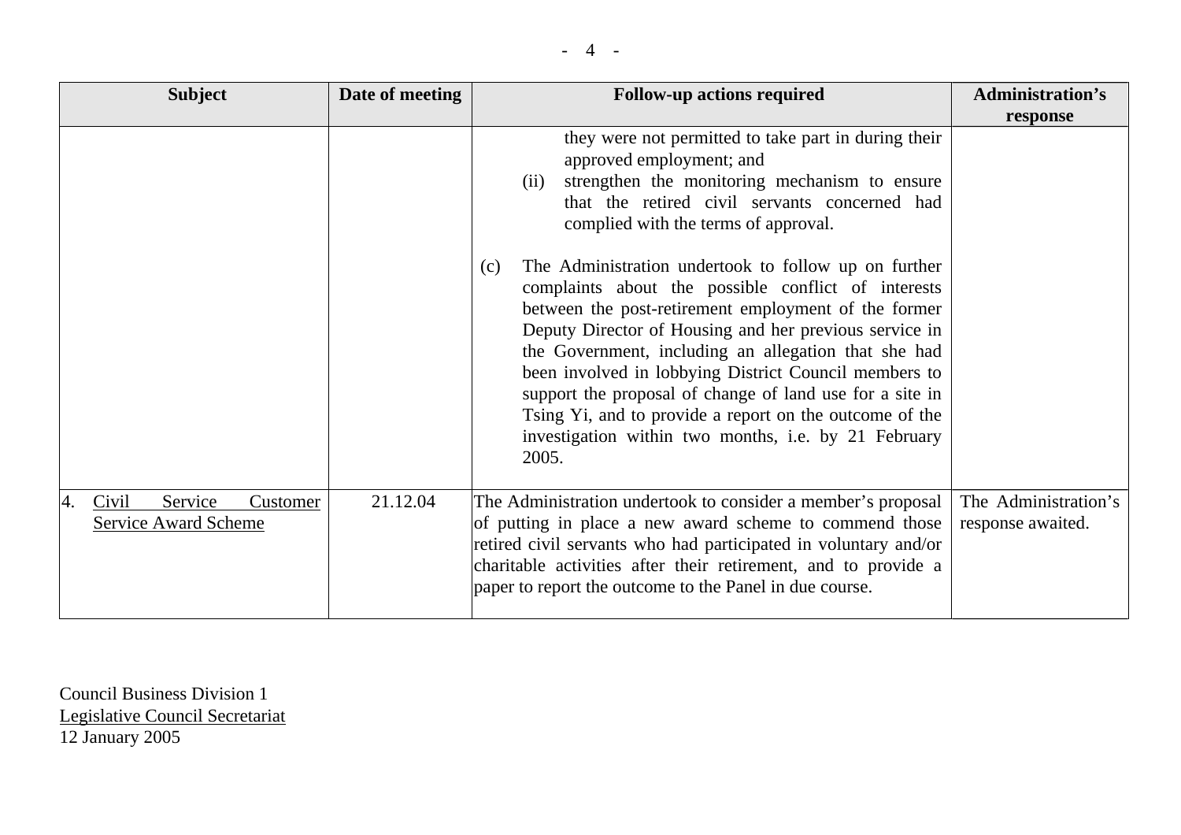| Subject | Date of meeting | Follow-up actions required | Administration's response |
|---|---|---|---|
| | | they were not permitted to take part in during their approved employment; and<br>(ii) strengthen the monitoring mechanism to ensure that the retired civil servants concerned had complied with the terms of approval.<br><br>(c) The Administration undertook to follow up on further complaints about the possible conflict of interests between the post-retirement employment of the former Deputy Director of Housing and her previous service in the Government, including an allegation that she had been involved in lobbying District Council members to support the proposal of change of land use for a site in Tsing Yi, and to provide a report on the outcome of the investigation within two months, i.e. by 21 February 2005. | |
| 4. Civil Service Customer Service Award Scheme | 21.12.04 | The Administration undertook to consider a member's proposal of putting in place a new award scheme to commend those retired civil servants who had participated in voluntary and/or charitable activities after their retirement, and to provide a paper to report the outcome to the Panel in due course. | The Administration's response awaited. |

Council Business Division 1
Legislative Council Secretariat
12 January 2005